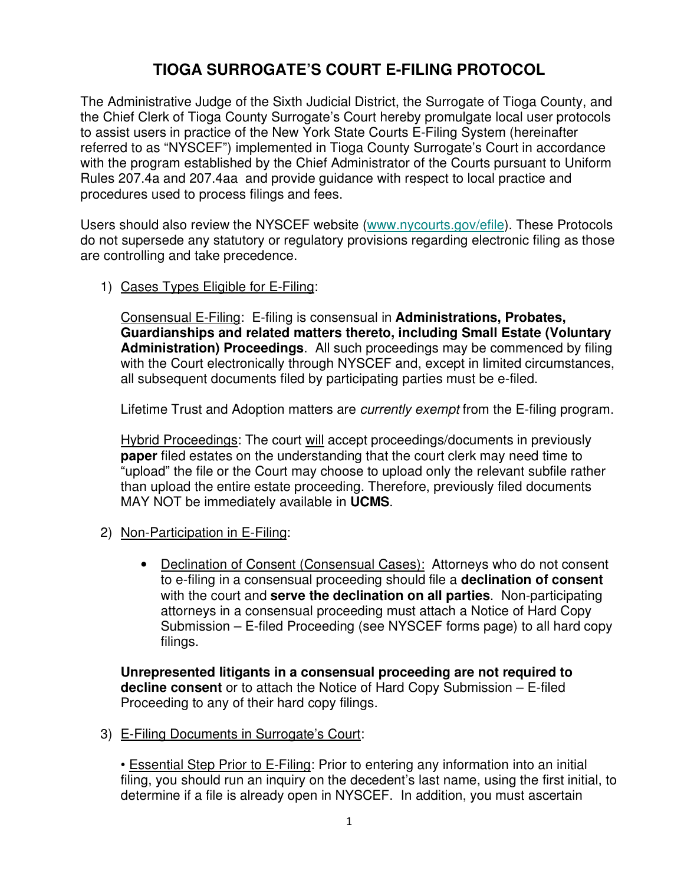# TIOGA SURROGATE'S COURT E-FILING PROTOCOL

The Administrative Judge of the Sixth Judicial District, the Surrogate of Tioga County, and the Chief Clerk of Tioga County Surrogate's Court hereby promulgate local user protocols to assist users in practice of the New York State Courts E-Filing System (hereinafter referred to as "NYSCEF") implemented in Tioga County Surrogate's Court in accordance with the program established by the Chief Administrator of the Courts pursuant to Uniform Rules 207.4a and 207.4aa and provide guidance with respect to local practice and procedures used to process filings and fees.

Users should also review the NYSCEF website (www.nycourts.gov/efile). These Protocols do not supersede any statutory or regulatory provisions regarding electronic filing as those are controlling and take precedence.

1) Cases Types Eligible for E-Filing:

   Consensual E-Filing: E-filing is consensual in **Administrations, Probates, Guardianships and related matters thereto, including Small Estate (Voluntary Administration) Proceedings**. All such proceedings may be commenced by filing with the Court electronically through NYSCEF and, except in limited circumstances, all subsequent documents filed by participating parties must be e-filed.

   Lifetime Trust and Adoption matters are *currently exempt* from the E-filing program.

   Hybrid Proceedings: The court will accept proceedings/documents in previously **paper** filed estates on the understanding that the court clerk may need time to "upload" the file or the Court may choose to upload only the relevant subfile rather than upload the entire estate proceeding. Therefore, previously filed documents MAY NOT be immediately available in **UCMS**.

2) Non-Participation in E-Filing:

   - Declination of Consent (Consensual Cases): Attorneys who do not consent to e-filing in a consensual proceeding should file a **declination of consent** with the court and **serve the declination on all parties**. Non-participating attorneys in a consensual proceeding must attach a Notice of Hard Copy Submission – E-filed Proceeding (see NYSCEF forms page) to all hard copy filings.

   **Unrepresented litigants in a consensual proceeding are not required to decline consent** or to attach the Notice of Hard Copy Submission – E-filed Proceeding to any of their hard copy filings.

3) E-Filing Documents in Surrogate's Court:

   • Essential Step Prior to E-Filing: Prior to entering any information into an initial filing, you should run an inquiry on the decedent's last name, using the first initial, to determine if a file is already open in NYSCEF. In addition, you must ascertain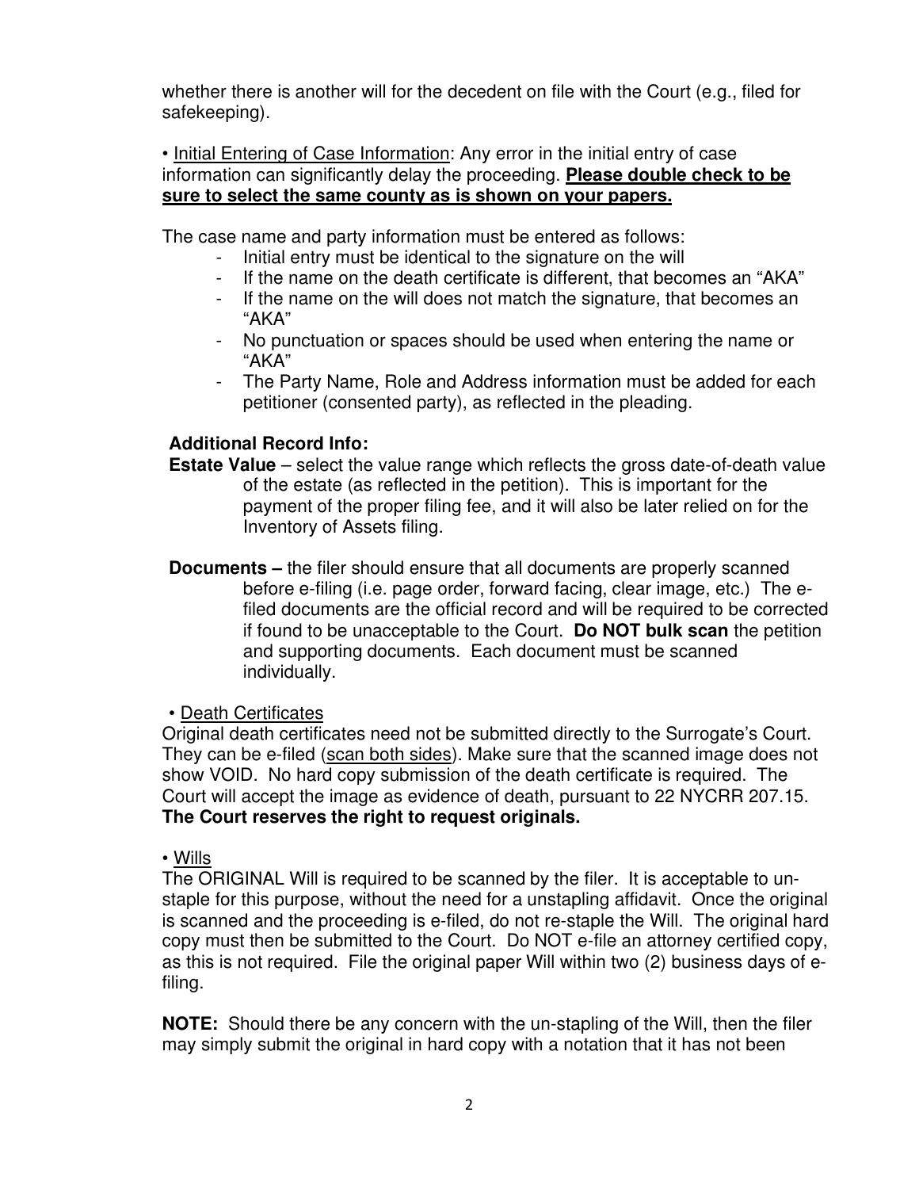whether there is another will for the decedent on file with the Court (e.g., filed for safekeeping).

• <u>Initial Entering of Case Information</u>: Any error in the initial entry of case information can significantly delay the proceeding. **<u>Please double check to be sure to select the same county as is shown on your papers.</u>**

The case name and party information must be entered as follows:

- Initial entry must be identical to the signature on the will
- If the name on the death certificate is different, that becomes an "AKA"
- If the name on the will does not match the signature, that becomes an "AKA"
- No punctuation or spaces should be used when entering the name or "AKA"
- The Party Name, Role and Address information must be added for each petitioner (consented party), as reflected in the pleading.

**Additional Record Info:**

**Estate Value** – select the value range which reflects the gross date-of-death value of the estate (as reflected in the petition). This is important for the payment of the proper filing fee, and it will also be later relied on for the Inventory of Assets filing.

**Documents –** the filer should ensure that all documents are properly scanned before e-filing (i.e. page order, forward facing, clear image, etc.) The e-filed documents are the official record and will be required to be corrected if found to be unacceptable to the Court. **Do NOT bulk scan** the petition and supporting documents. Each document must be scanned individually.

• <u>Death Certificates</u>

Original death certificates need not be submitted directly to the Surrogate's Court. They can be e-filed (<u>scan both sides</u>). Make sure that the scanned image does not show VOID. No hard copy submission of the death certificate is required. The Court will accept the image as evidence of death, pursuant to 22 NYCRR 207.15. **The Court reserves the right to request originals.**

• <u>Wills</u>

The ORIGINAL Will is required to be scanned by the filer. It is acceptable to un-staple for this purpose, without the need for a unstapling affidavit. Once the original is scanned and the proceeding is e-filed, do not re-staple the Will. The original hard copy must then be submitted to the Court. Do NOT e-file an attorney certified copy, as this is not required. File the original paper Will within two (2) business days of e-filing.

**NOTE:** Should there be any concern with the un-stapling of the Will, then the filer may simply submit the original in hard copy with a notation that it has not been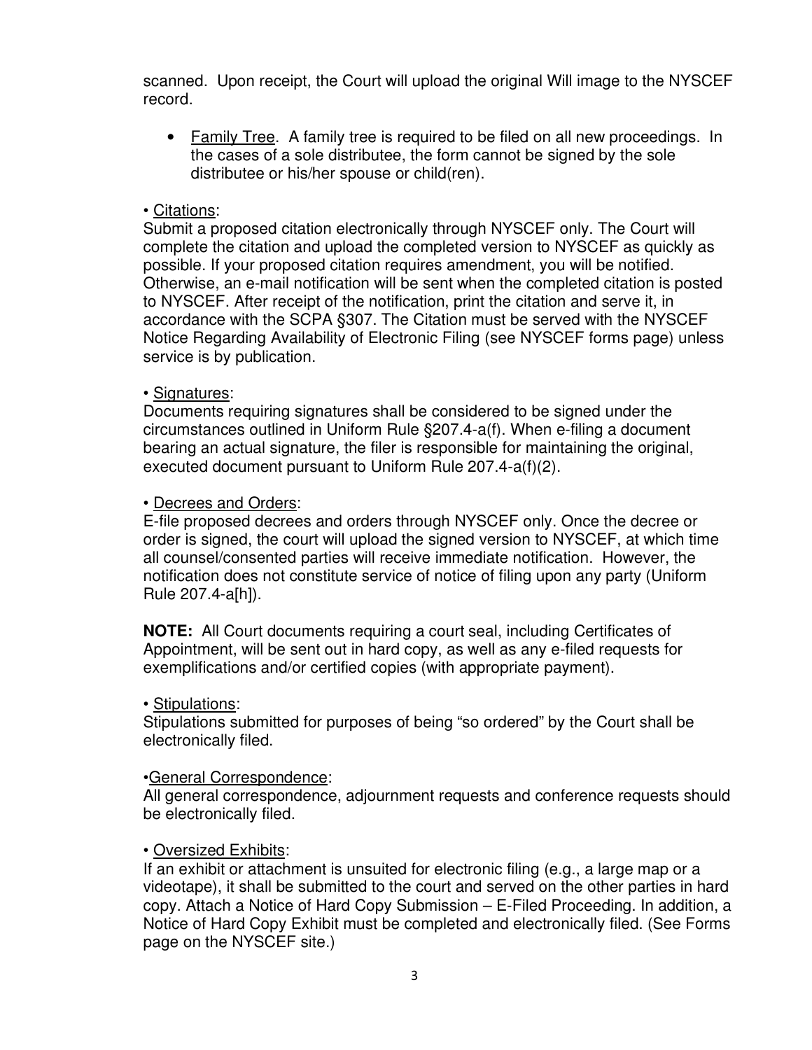scanned. Upon receipt, the Court will upload the original Will image to the NYSCEF record.

- Family Tree. A family tree is required to be filed on all new proceedings. In the cases of a sole distributee, the form cannot be signed by the sole distributee or his/her spouse or child(ren).

• Citations:
Submit a proposed citation electronically through NYSCEF only. The Court will complete the citation and upload the completed version to NYSCEF as quickly as possible. If your proposed citation requires amendment, you will be notified. Otherwise, an e-mail notification will be sent when the completed citation is posted to NYSCEF. After receipt of the notification, print the citation and serve it, in accordance with the SCPA §307. The Citation must be served with the NYSCEF Notice Regarding Availability of Electronic Filing (see NYSCEF forms page) unless service is by publication.

• Signatures:
Documents requiring signatures shall be considered to be signed under the circumstances outlined in Uniform Rule §207.4-a(f). When e-filing a document bearing an actual signature, the filer is responsible for maintaining the original, executed document pursuant to Uniform Rule 207.4-a(f)(2).

• Decrees and Orders:
E-file proposed decrees and orders through NYSCEF only. Once the decree or order is signed, the court will upload the signed version to NYSCEF, at which time all counsel/consented parties will receive immediate notification. However, the notification does not constitute service of notice of filing upon any party (Uniform Rule 207.4-a[h]).

**NOTE:** All Court documents requiring a court seal, including Certificates of Appointment, will be sent out in hard copy, as well as any e-filed requests for exemplifications and/or certified copies (with appropriate payment).

• Stipulations:
Stipulations submitted for purposes of being "so ordered" by the Court shall be electronically filed.

•General Correspondence:
All general correspondence, adjournment requests and conference requests should be electronically filed.

• Oversized Exhibits:
If an exhibit or attachment is unsuited for electronic filing (e.g., a large map or a videotape), it shall be submitted to the court and served on the other parties in hard copy. Attach a Notice of Hard Copy Submission – E-Filed Proceeding. In addition, a Notice of Hard Copy Exhibit must be completed and electronically filed. (See Forms page on the NYSCEF site.)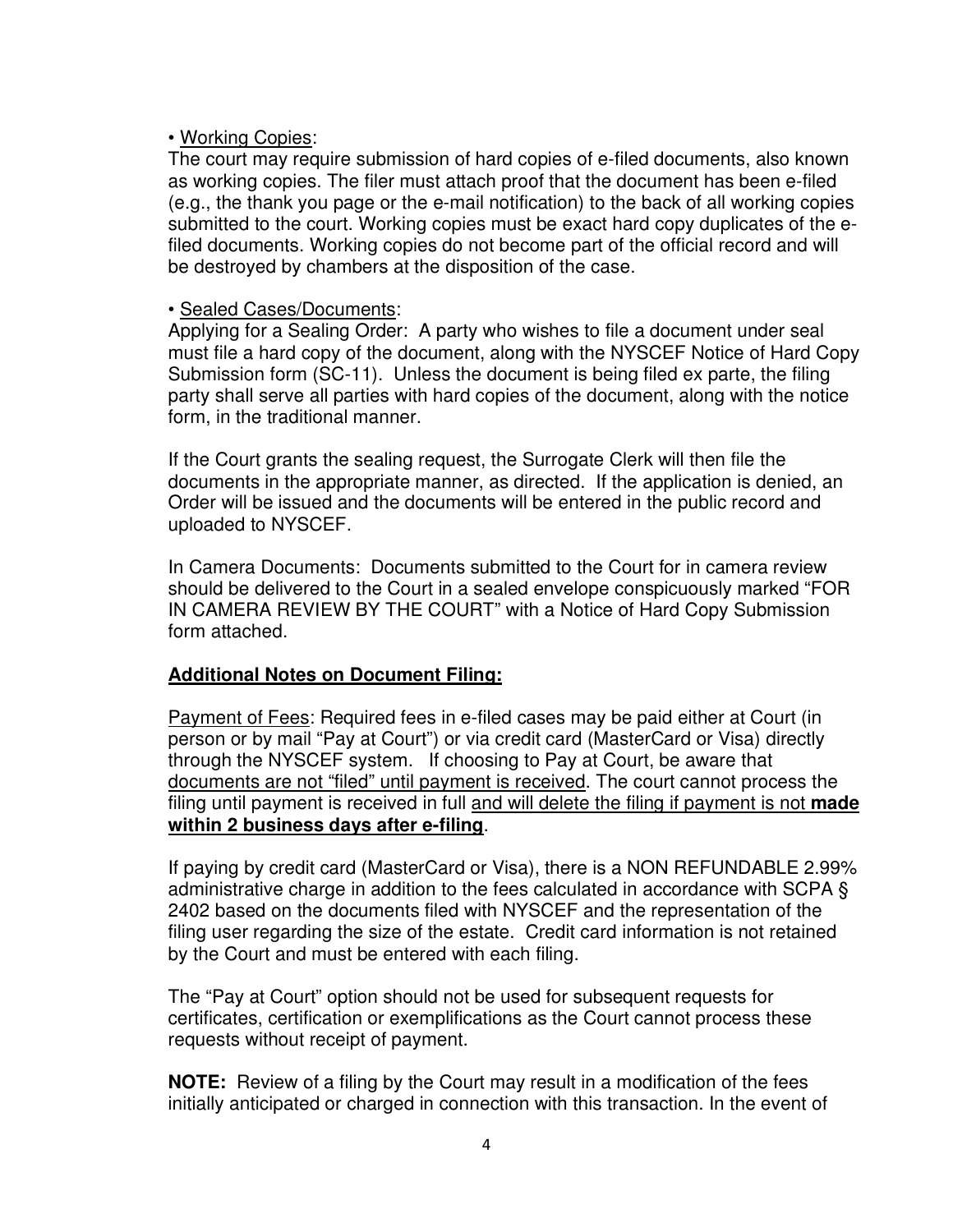• <u>Working Copies</u>:
The court may require submission of hard copies of e-filed documents, also known as working copies. The filer must attach proof that the document has been e-filed (e.g., the thank you page or the e-mail notification) to the back of all working copies submitted to the court. Working copies must be exact hard copy duplicates of the e-filed documents. Working copies do not become part of the official record and will be destroyed by chambers at the disposition of the case.

• <u>Sealed Cases/Documents</u>:
Applying for a Sealing Order: A party who wishes to file a document under seal must file a hard copy of the document, along with the NYSCEF Notice of Hard Copy Submission form (SC-11). Unless the document is being filed ex parte, the filing party shall serve all parties with hard copies of the document, along with the notice form, in the traditional manner.

If the Court grants the sealing request, the Surrogate Clerk will then file the documents in the appropriate manner, as directed. If the application is denied, an Order will be issued and the documents will be entered in the public record and uploaded to NYSCEF.

In Camera Documents: Documents submitted to the Court for in camera review should be delivered to the Court in a sealed envelope conspicuously marked "FOR IN CAMERA REVIEW BY THE COURT" with a Notice of Hard Copy Submission form attached.

**<u>Additional Notes on Document Filing:</u>**

<u>Payment of Fees</u>: Required fees in e-filed cases may be paid either at Court (in person or by mail "Pay at Court") or via credit card (MasterCard or Visa) directly through the NYSCEF system. If choosing to Pay at Court, be aware that <u>documents are not "filed" until payment is received</u>. The court cannot process the filing until payment is received in full <u>and will delete the filing if payment is not **made within 2 business days after e-filing**</u>.

If paying by credit card (MasterCard or Visa), there is a NON REFUNDABLE 2.99% administrative charge in addition to the fees calculated in accordance with SCPA § 2402 based on the documents filed with NYSCEF and the representation of the filing user regarding the size of the estate. Credit card information is not retained by the Court and must be entered with each filing.

The "Pay at Court" option should not be used for subsequent requests for certificates, certification or exemplifications as the Court cannot process these requests without receipt of payment.

**NOTE:** Review of a filing by the Court may result in a modification of the fees initially anticipated or charged in connection with this transaction. In the event of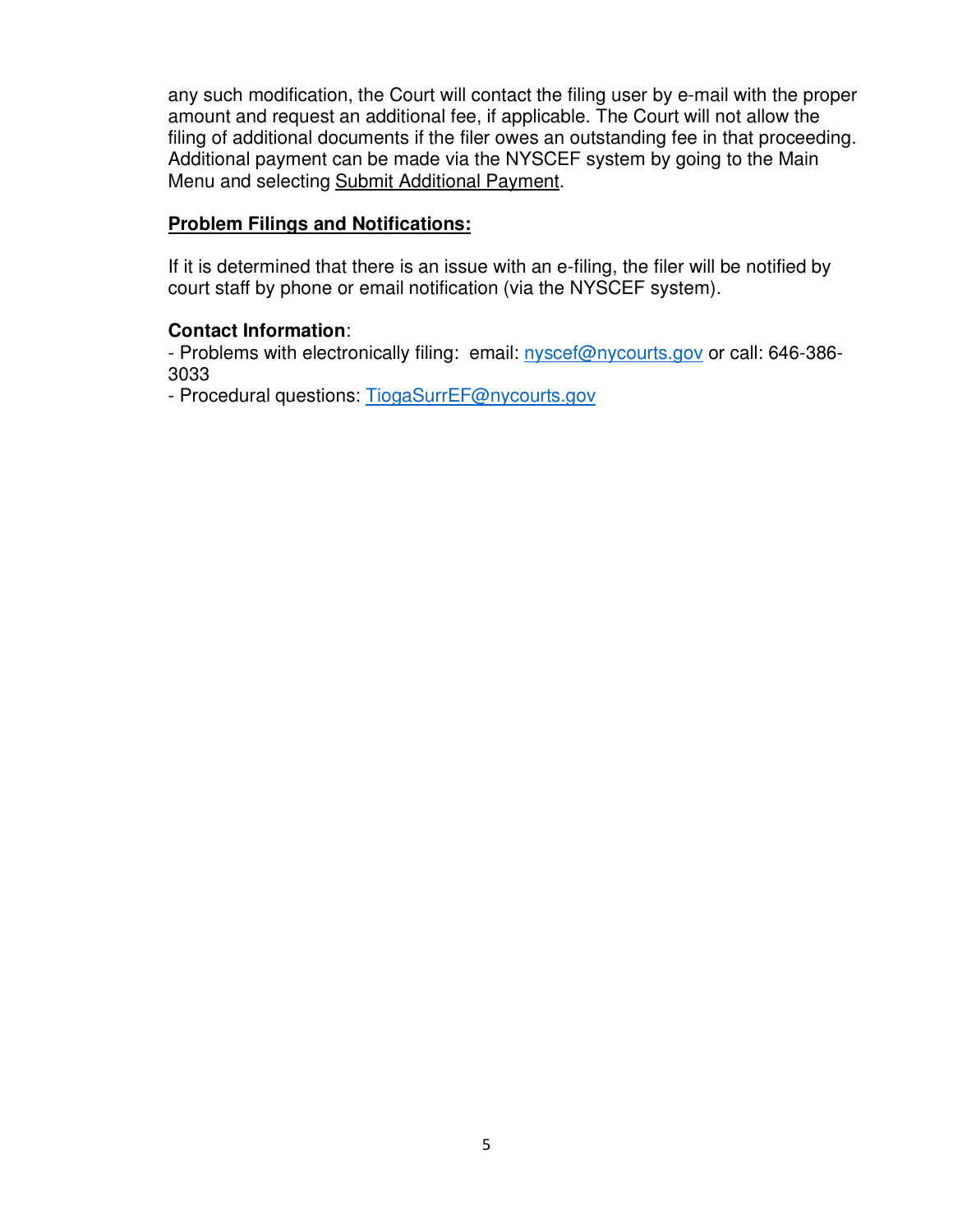any such modification, the Court will contact the filing user by e-mail with the proper amount and request an additional fee, if applicable. The Court will not allow the filing of additional documents if the filer owes an outstanding fee in that proceeding. Additional payment can be made via the NYSCEF system by going to the Main Menu and selecting Submit Additional Payment.

**Problem Filings and Notifications:**

If it is determined that there is an issue with an e-filing, the filer will be notified by court staff by phone or email notification (via the NYSCEF system).

**Contact Information**:

- Problems with electronically filing: email: nyscef@nycourts.gov or call: 646-386-3033
- Procedural questions: TiogaSurrEF@nycourts.gov